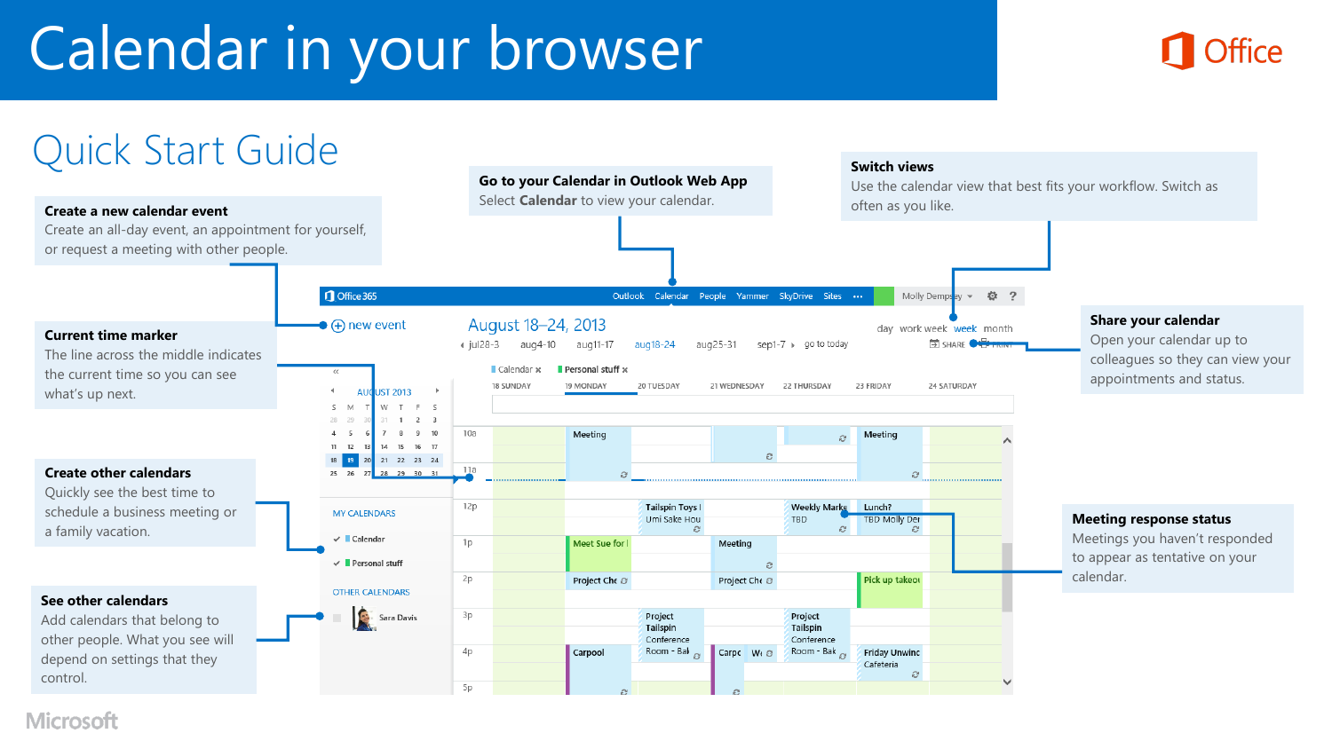# Calendar in your browser

## Quick Start Guide

### Create a new calendar event

Create an all-day event, an appointment for yourself, or request a meeting with other people.

### Go to your Calendar in Outlook Web App

Select **Calendar** to view your calendar.

### Switch views

Use the calendar view that best fits your workflow. Switch as often as you like.

### Current time marker

The line across the middle indicates the current time so you can see what's up next.

### Share your calendar

Open your calendar up to colleagues so they can view your appointments and status.

### Create other calendars

Quickly see the best time to schedule a business meeting or a family vacation.

### Meeting response status

Meetings you haven't responded to appear as tentative on your calendar.

### See other calendars

Add calendars that belong to other people. What you see will depend on settings that they control.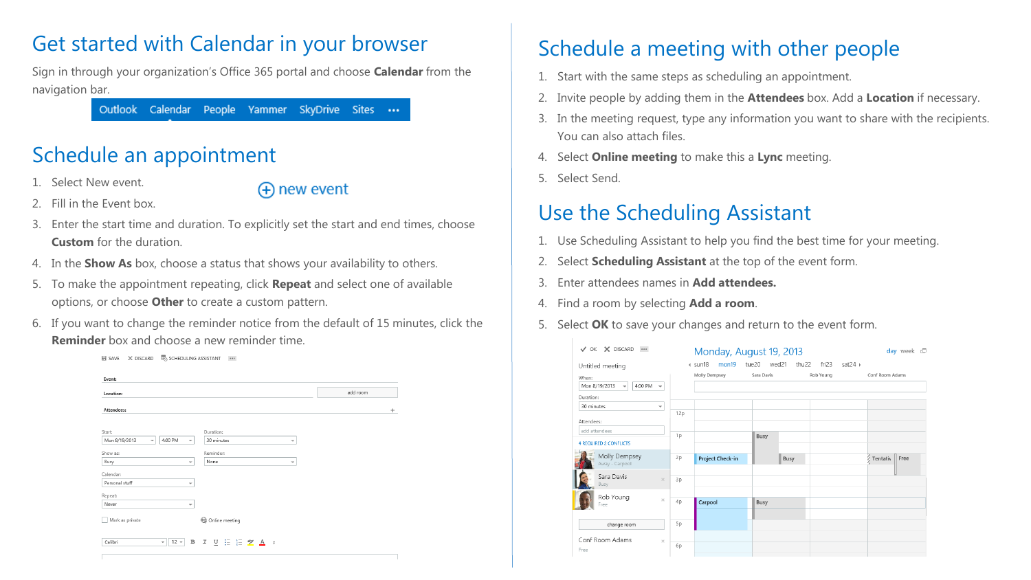## Get started with Calendar in your browser

Sign in through your organization's Office 365 portal and choose **Calendar** from the navigation bar.

## Schedule an appointment

1. Select New event.
2. Fill in the Event box.
3. Enter the start time and duration. To explicitly set the start and end times, choose **Custom** for the duration.
4. In the **Show As** box, choose a status that shows your availability to others.
5. To make the appointment repeating, click **Repeat** and select one of available options, or choose **Other** to create a custom pattern.
6. If you want to change the reminder notice from the default of 15 minutes, click the **Reminder** box and choose a new reminder time.

## Schedule a meeting with other people

1. Start with the same steps as scheduling an appointment.
2. Invite people by adding them in the **Attendees** box. Add a **Location** if necessary.
3. In the meeting request, type any information you want to share with the recipients. You can also attach files.
4. Select **Online meeting** to make this a **Lync** meeting.
5. Select Send.

## Use the Scheduling Assistant

1. Use Scheduling Assistant to help you find the best time for your meeting.
2. Select **Scheduling Assistant** at the top of the event form.
3. Enter attendees names in **Add attendees.**
4. Find a room by selecting **Add a room**.
5. Select **OK** to save your changes and return to the event form.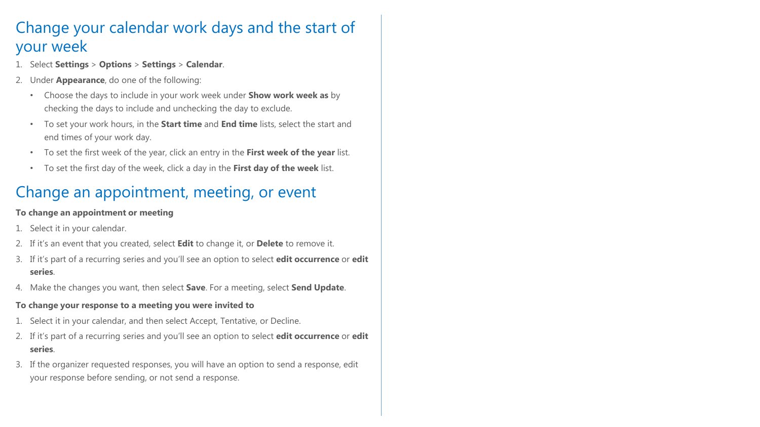## Change your calendar work days and the start of your week

1. Select **Settings** > **Options** > **Settings** > **Calendar**.
2. Under **Appearance**, do one of the following:
   - Choose the days to include in your work week under **Show work week as** by checking the days to include and unchecking the day to exclude.
   - To set your work hours, in the **Start time** and **End time** lists, select the start and end times of your work day.
   - To set the first week of the year, click an entry in the **First week of the year** list.
   - To set the first day of the week, click a day in the **First day of the week** list.

## Change an appointment, meeting, or event

**To change an appointment or meeting**

1. Select it in your calendar.
2. If it's an event that you created, select **Edit** to change it, or **Delete** to remove it.
3. If it's part of a recurring series and you'll see an option to select **edit occurrence** or **edit series**.
4. Make the changes you want, then select **Save**. For a meeting, select **Send Update**.

**To change your response to a meeting you were invited to**

1. Select it in your calendar, and then select Accept, Tentative, or Decline.
2. If it's part of a recurring series and you'll see an option to select **edit occurrence** or **edit series**.
3. If the organizer requested responses, you will have an option to send a response, edit your response before sending, or not send a response.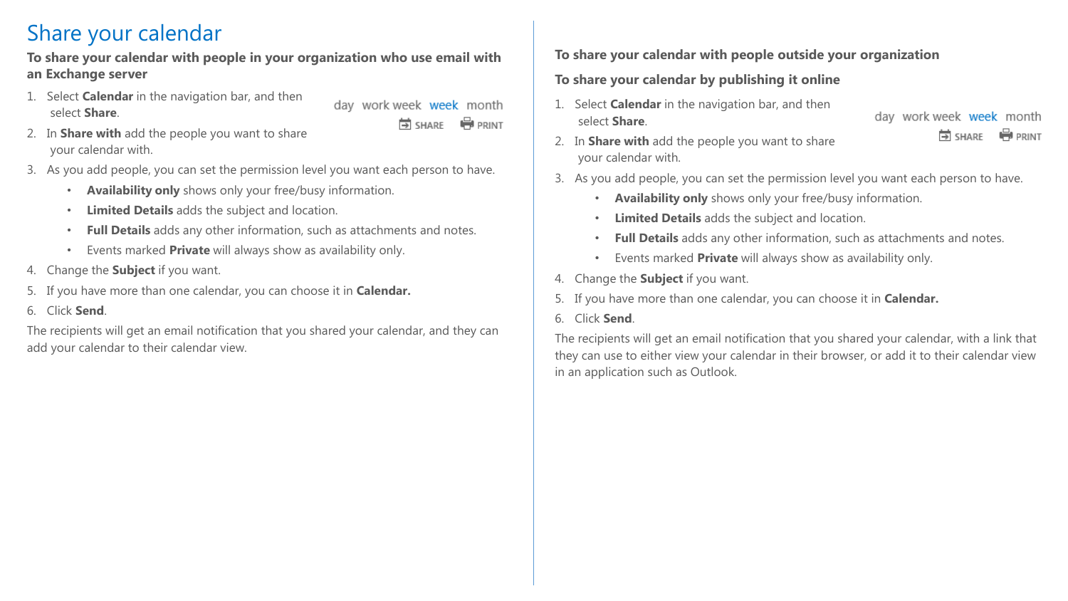# Share your calendar

**To share your calendar with people in your organization who use email with an Exchange server**

1. Select **Calendar** in the navigation bar, and then select **Share**.
2. In **Share with** add the people you want to share your calendar with.
3. As you add people, you can set the permission level you want each person to have.
   - **Availability only** shows only your free/busy information.
   - **Limited Details** adds the subject and location.
   - **Full Details** adds any other information, such as attachments and notes.
   - Events marked **Private** will always show as availability only.
4. Change the **Subject** if you want.
5. If you have more than one calendar, you can choose it in **Calendar.**
6. Click **Send**.

The recipients will get an email notification that you shared your calendar, and they can add your calendar to their calendar view.

day work week week month

SHARE PRINT

**To share your calendar with people outside your organization**

**To share your calendar by publishing it online**

1. Select **Calendar** in the navigation bar, and then select **Share**.
2. In **Share with** add the people you want to share your calendar with.
3. As you add people, you can set the permission level you want each person to have.
   - **Availability only** shows only your free/busy information.
   - **Limited Details** adds the subject and location.
   - **Full Details** adds any other information, such as attachments and notes.
   - Events marked **Private** will always show as availability only.
4. Change the **Subject** if you want.
5. If you have more than one calendar, you can choose it in **Calendar.**
6. Click **Send**.

The recipients will get an email notification that you shared your calendar, with a link that they can use to either view your calendar in their browser, or add it to their calendar view in an application such as Outlook.

day work week week month

SHARE PRINT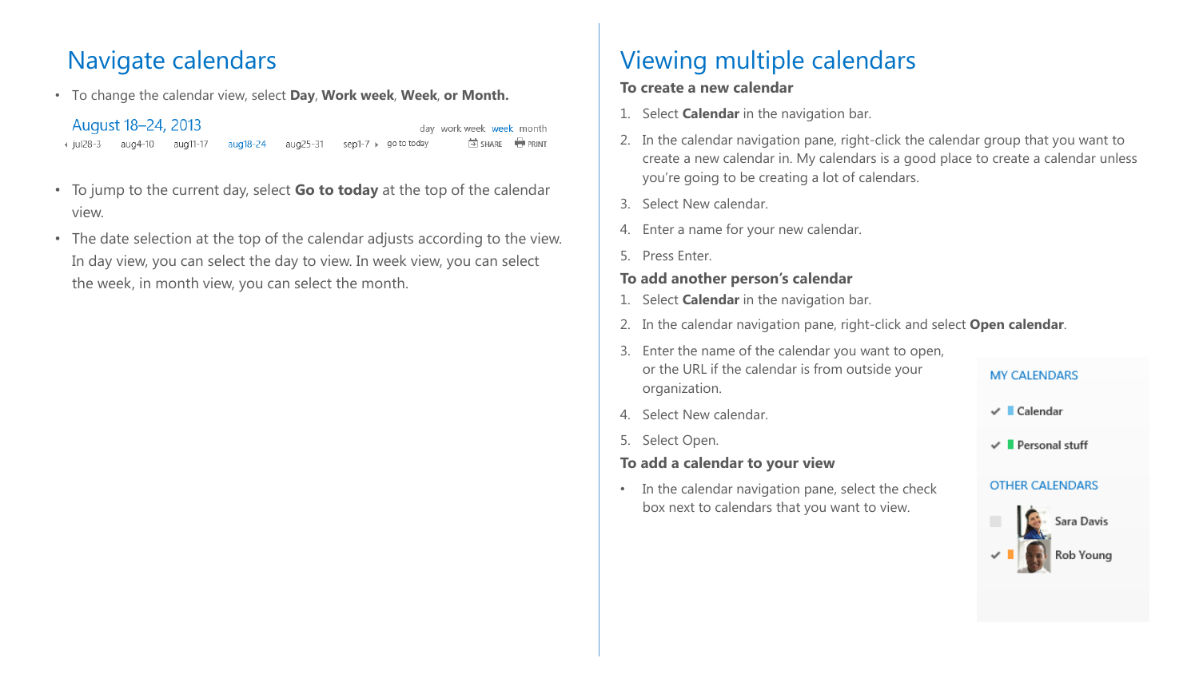## Navigate calendars

- To change the calendar view, select **Day**, **Work week**, **Week**, **or Month.**

August 18–24, 2013

day work week week month

jul28-3 aug4-10 aug11-17 aug18-24 aug25-31 sep1-7 go to today SHARE PRINT

- To jump to the current day, select **Go to today** at the top of the calendar view.
- The date selection at the top of the calendar adjusts according to the view. In day view, you can select the day to view. In week view, you can select the week, in month view, you can select the month.

## Viewing multiple calendars

### To create a new calendar

1. Select **Calendar** in the navigation bar.
2. In the calendar navigation pane, right-click the calendar group that you want to create a new calendar in. My calendars is a good place to create a calendar unless you're going to be creating a lot of calendars.
3. Select New calendar.
4. Enter a name for your new calendar.
5. Press Enter.

### To add another person's calendar

1. Select **Calendar** in the navigation bar.
2. In the calendar navigation pane, right-click and select **Open calendar**.
3. Enter the name of the calendar you want to open, or the URL if the calendar is from outside your organization.
4. Select New calendar.
5. Select Open.

### To add a calendar to your view

- In the calendar navigation pane, select the check box next to calendars that you want to view.

MY CALENDARS

Calendar

Personal stuff

OTHER CALENDARS

Sara Davis

Rob Young